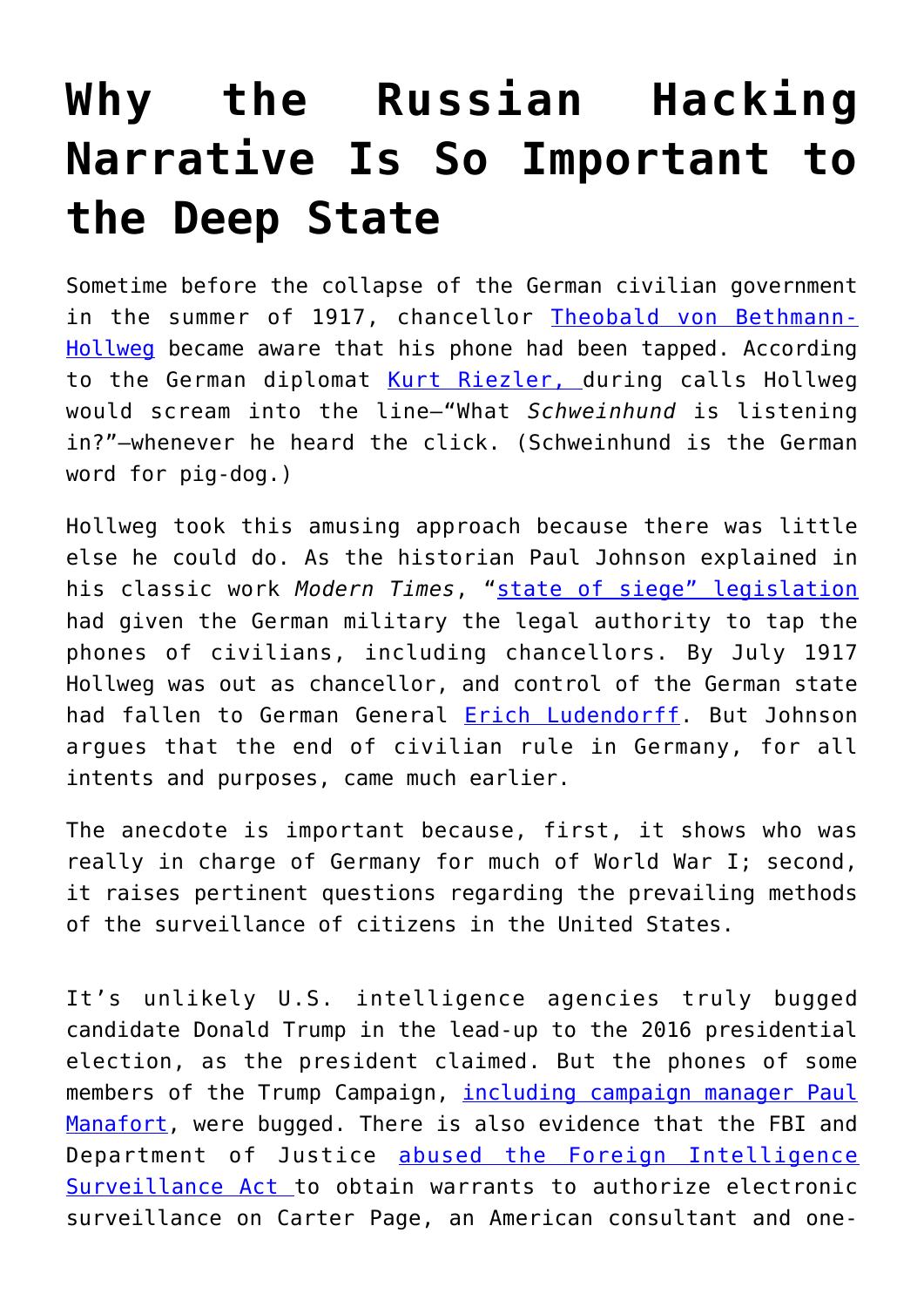# Why the Russian Hacking Narrative Is So Important to the Deep State

Sometime before the collapse of the German civilian government in the summer of 1917, chancellor Theobald von Bethmann-Hollweg became aware that his phone had been tapped. According to the German diplomat Kurt Riezler, during calls Hollweg would scream into the line—"What *Schweinhund* is listening in?"—whenever he heard the click. (Schweinhund is the German word for pig-dog.)

Hollweg took this amusing approach because there was little else he could do. As the historian Paul Johnson explained in his classic work *Modern Times*, "state of siege" legislation had given the German military the legal authority to tap the phones of civilians, including chancellors. By July 1917 Hollweg was out as chancellor, and control of the German state had fallen to German General Erich Ludendorff. But Johnson argues that the end of civilian rule in Germany, for all intents and purposes, came much earlier.

The anecdote is important because, first, it shows who was really in charge of Germany for much of World War I; second, it raises pertinent questions regarding the prevailing methods of the surveillance of citizens in the United States.

It's unlikely U.S. intelligence agencies truly bugged candidate Donald Trump in the lead-up to the 2016 presidential election, as the president claimed. But the phones of some members of the Trump Campaign, including campaign manager Paul Manafort, were bugged. There is also evidence that the FBI and Department of Justice abused the Foreign Intelligence Surveillance Act to obtain warrants to authorize electronic surveillance on Carter Page, an American consultant and one-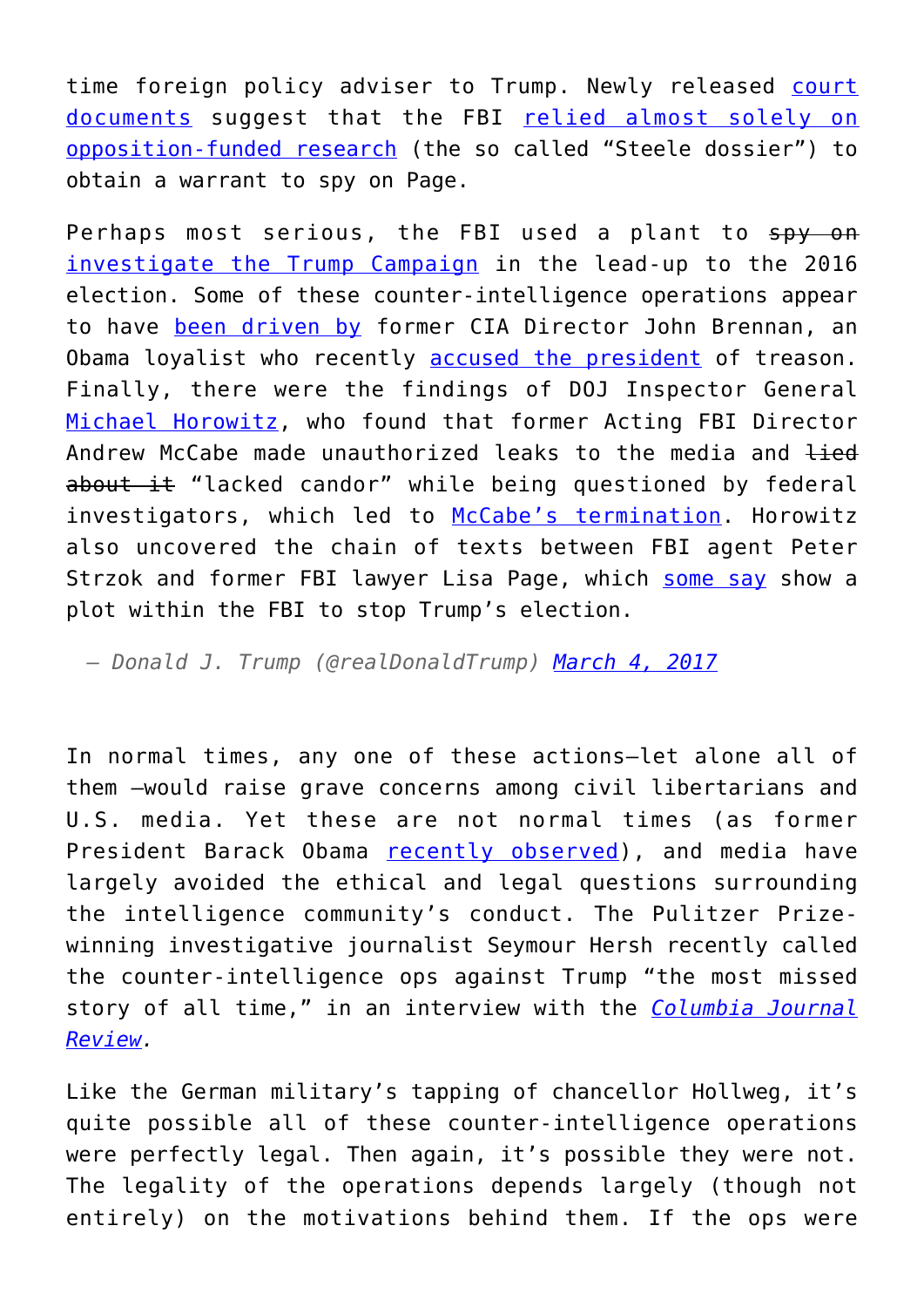time foreign policy adviser to Trump. Newly released court documents suggest that the FBI relied almost solely on opposition-funded research (the so called "Steele dossier") to obtain a warrant to spy on Page.

Perhaps most serious, the FBI used a plant to ~~spy on~~ investigate the Trump Campaign in the lead-up to the 2016 election. Some of these counter-intelligence operations appear to have been driven by former CIA Director John Brennan, an Obama loyalist who recently accused the president of treason. Finally, there were the findings of DOJ Inspector General Michael Horowitz, who found that former Acting FBI Director Andrew McCabe made unauthorized leaks to the media and ~~lied about it~~ "lacked candor" while being questioned by federal investigators, which led to McCabe's termination. Horowitz also uncovered the chain of texts between FBI agent Peter Strzok and former FBI lawyer Lisa Page, which some say show a plot within the FBI to stop Trump's election.

— *Donald J. Trump (@realDonaldTrump) March 4, 2017*

In normal times, any one of these actions—let alone all of them —would raise grave concerns among civil libertarians and U.S. media. Yet these are not normal times (as former President Barack Obama recently observed), and media have largely avoided the ethical and legal questions surrounding the intelligence community's conduct. The Pulitzer Prize-winning investigative journalist Seymour Hersh recently called the counter-intelligence ops against Trump "the most missed story of all time," in an interview with the *Columbia Journal Review.*

Like the German military's tapping of chancellor Hollweg, it's quite possible all of these counter-intelligence operations were perfectly legal. Then again, it's possible they were not. The legality of the operations depends largely (though not entirely) on the motivations behind them. If the ops were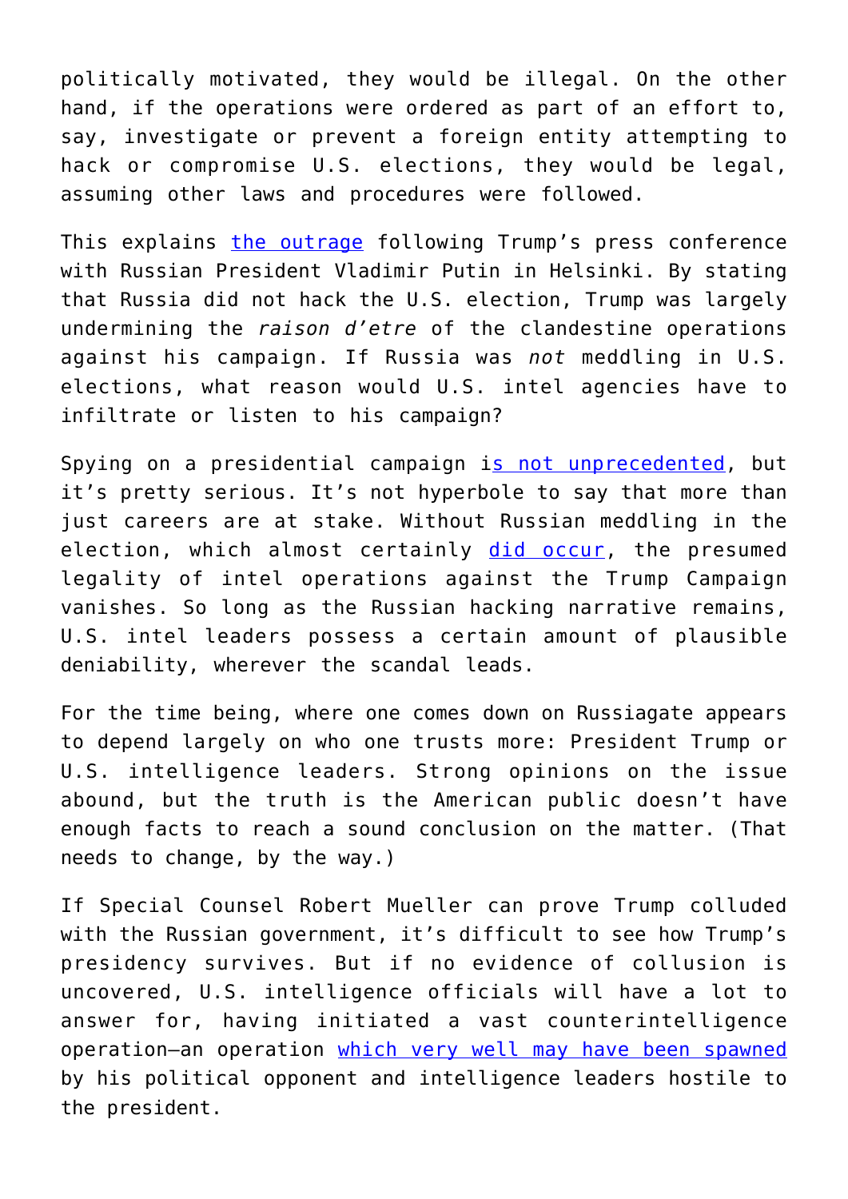politically motivated, they would be illegal. On the other hand, if the operations were ordered as part of an effort to, say, investigate or prevent a foreign entity attempting to hack or compromise U.S. elections, they would be legal, assuming other laws and procedures were followed.

This explains the outrage following Trump's press conference with Russian President Vladimir Putin in Helsinki. By stating that Russia did not hack the U.S. election, Trump was largely undermining the *raison d'etre* of the clandestine operations against his campaign. If Russia was *not* meddling in U.S. elections, what reason would U.S. intel agencies have to infiltrate or listen to his campaign?

Spying on a presidential campaign is not unprecedented, but it's pretty serious. It's not hyperbole to say that more than just careers are at stake. Without Russian meddling in the election, which almost certainly did occur, the presumed legality of intel operations against the Trump Campaign vanishes. So long as the Russian hacking narrative remains, U.S. intel leaders possess a certain amount of plausible deniability, wherever the scandal leads.

For the time being, where one comes down on Russiagate appears to depend largely on who one trusts more: President Trump or U.S. intelligence leaders. Strong opinions on the issue abound, but the truth is the American public doesn't have enough facts to reach a sound conclusion on the matter. (That needs to change, by the way.)

If Special Counsel Robert Mueller can prove Trump colluded with the Russian government, it's difficult to see how Trump's presidency survives. But if no evidence of collusion is uncovered, U.S. intelligence officials will have a lot to answer for, having initiated a vast counterintelligence operation—an operation which very well may have been spawned by his political opponent and intelligence leaders hostile to the president.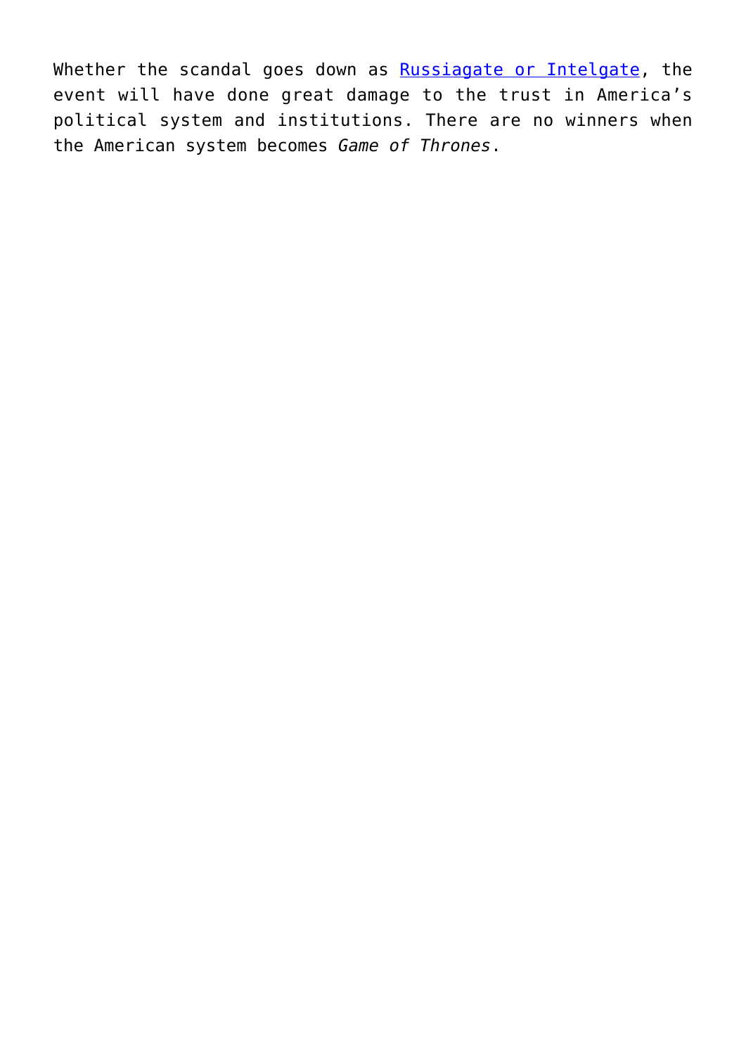Whether the scandal goes down as [Russiagate or Intelgate](), the event will have done great damage to the trust in America's political system and institutions. There are no winners when the American system becomes *Game of Thrones*.